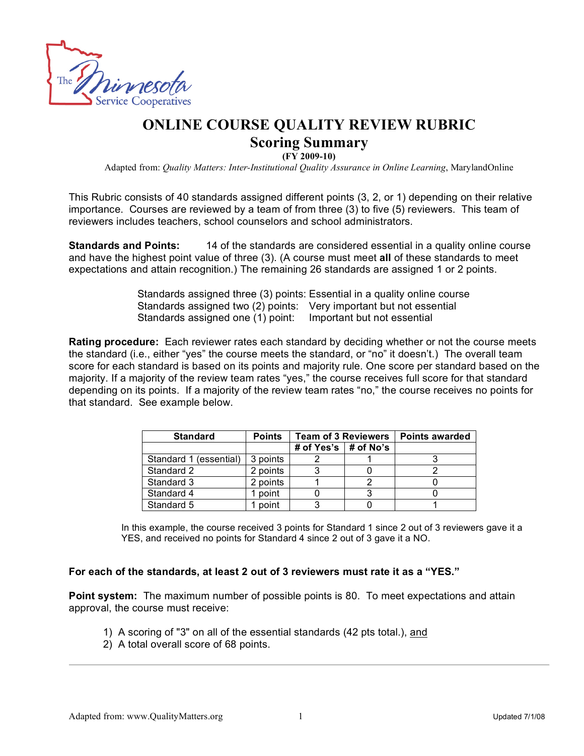# ONLINE COURSE QUALITY REVIEW RUBRIC

## Scoring Summary

**(FY 2009-10)**

Adapted from: *Quality Matters: Inter-Institutional Quality Assurance in Online Learning*, MarylandOnline

This Rubric consists of 40 standards assigned different points (3, 2, or 1) depending on their relative importance. Courses are reviewed by a team of from three (3) to five (5) reviewers. This team of reviewers includes teachers, school counselors and school administrators.

**Standards and Points:** 14 of the standards are considered essential in a quality online course and have the highest point value of three (3). (A course must meet **all** of these standards to meet expectations and attain recognition.) The remaining 26 standards are assigned 1 or 2 points.

Standards assigned three (3) points: Essential in a quality online course
Standards assigned two (2) points: Very important but not essential
Standards assigned one (1) point: Important but not essential

**Rating procedure:** Each reviewer rates each standard by deciding whether or not the course meets the standard (i.e., either "yes" the course meets the standard, or "no" it doesn't.) The overall team score for each standard is based on its points and majority rule. One score per standard based on the majority. If a majority of the review team rates "yes," the course receives full score for that standard depending on its points. If a majority of the review team rates "no," the course receives no points for that standard. See example below.

| Standard | Points | Team of 3 Reviewers | | Points awarded |
|---|---|---|---|---|
| | | # of Yes's | # of No's | |
| Standard 1 (essential) | 3 points | 2 | 1 | 3 |
| Standard 2 | 2 points | 3 | 0 | 2 |
| Standard 3 | 2 points | 1 | 2 | 0 |
| Standard 4 | 1 point | 0 | 3 | 0 |
| Standard 5 | 1 point | 3 | 0 | 1 |

In this example, the course received 3 points for Standard 1 since 2 out of 3 reviewers gave it a YES, and received no points for Standard 4 since 2 out of 3 gave it a NO.

**For each of the standards, at least 2 out of 3 reviewers must rate it as a "YES."**

**Point system:** The maximum number of possible points is 80. To meet expectations and attain approval, the course must receive:

1) A scoring of "3" on all of the essential standards (42 pts total.), and
2) A total overall score of 68 points.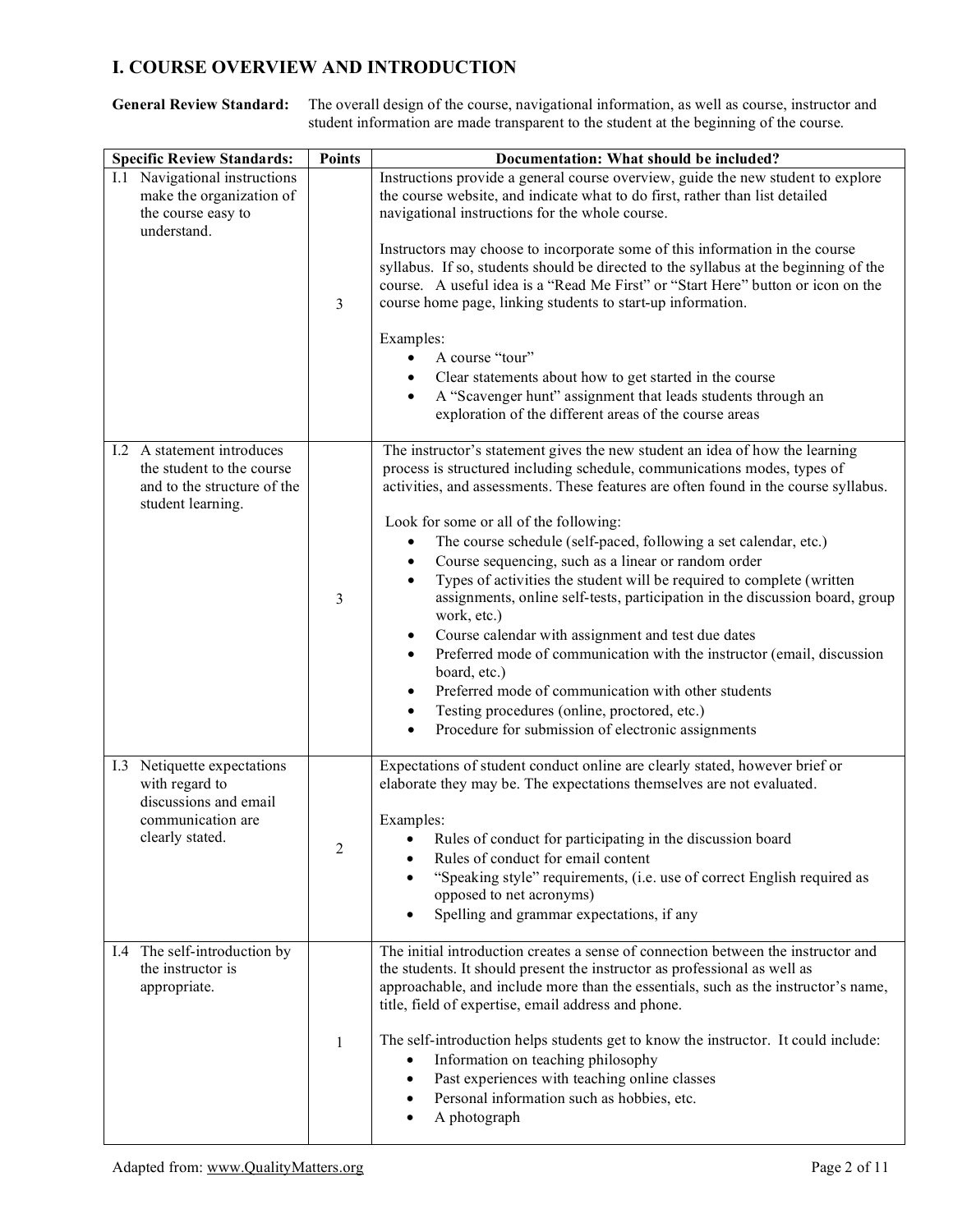## I. COURSE OVERVIEW AND INTRODUCTION

**General Review Standard:** The overall design of the course, navigational information, as well as course, instructor and student information are made transparent to the student at the beginning of the course.

| Specific Review Standards: | Points | Documentation: What should be included? |
|---|---|---|
| I.1 Navigational instructions make the organization of the course easy to understand. | 3 | Instructions provide a general course overview, guide the new student to explore the course website, and indicate what to do first, rather than list detailed navigational instructions for the whole course.<br><br>Instructors may choose to incorporate some of this information in the course syllabus. If so, students should be directed to the syllabus at the beginning of the course. A useful idea is a "Read Me First" or "Start Here" button or icon on the course home page, linking students to start-up information.<br><br>Examples:<br>• A course "tour"<br>• Clear statements about how to get started in the course<br>• A "Scavenger hunt" assignment that leads students through an exploration of the different areas of the course areas |
| I.2 A statement introduces the student to the course and to the structure of the student learning. | 3 | The instructor's statement gives the new student an idea of how the learning process is structured including schedule, communications modes, types of activities, and assessments. These features are often found in the course syllabus.<br><br>Look for some or all of the following:<br>• The course schedule (self-paced, following a set calendar, etc.)<br>• Course sequencing, such as a linear or random order<br>• Types of activities the student will be required to complete (written assignments, online self-tests, participation in the discussion board, group work, etc.)<br>• Course calendar with assignment and test due dates<br>• Preferred mode of communication with the instructor (email, discussion board, etc.)<br>• Preferred mode of communication with other students<br>• Testing procedures (online, proctored, etc.)<br>• Procedure for submission of electronic assignments |
| I.3 Netiquette expectations with regard to discussions and email communication are clearly stated. | 2 | Expectations of student conduct online are clearly stated, however brief or elaborate they may be. The expectations themselves are not evaluated.<br><br>Examples:<br>• Rules of conduct for participating in the discussion board<br>• Rules of conduct for email content<br>• "Speaking style" requirements, (i.e. use of correct English required as opposed to net acronyms)<br>• Spelling and grammar expectations, if any |
| I.4 The self-introduction by the instructor is appropriate. | 1 | The initial introduction creates a sense of connection between the instructor and the students. It should present the instructor as professional as well as approachable, and include more than the essentials, such as the instructor's name, title, field of expertise, email address and phone.<br><br>The self-introduction helps students get to know the instructor. It could include:<br>• Information on teaching philosophy<br>• Past experiences with teaching online classes<br>• Personal information such as hobbies, etc.<br>• A photograph |

Adapted from: www.QualityMatters.org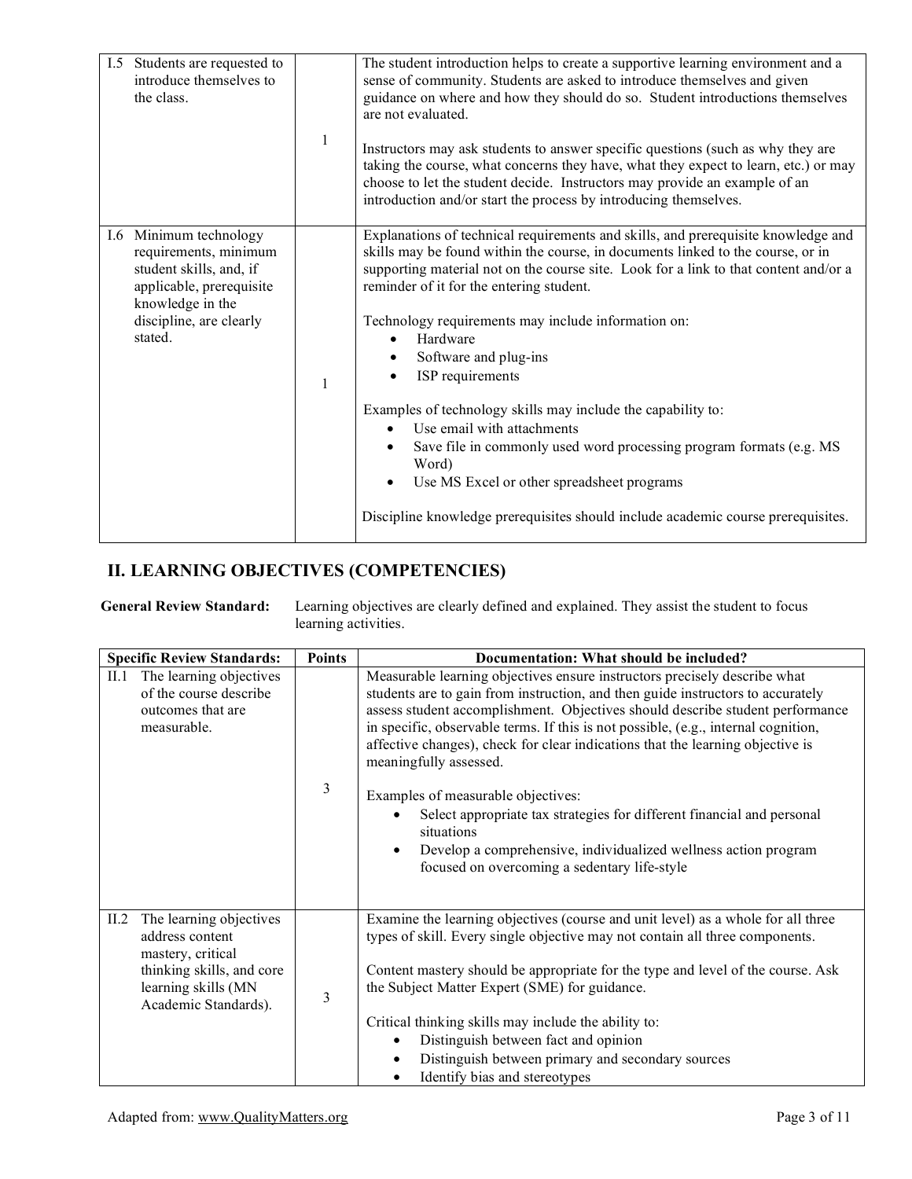| | | |
|---|---|---|
| I.5 Students are requested to introduce themselves to the class. | 1 | The student introduction helps to create a supportive learning environment and a sense of community. Students are asked to introduce themselves and given guidance on where and how they should do so. Student introductions themselves are not evaluated.<br><br>Instructors may ask students to answer specific questions (such as why they are taking the course, what concerns they have, what they expect to learn, etc.) or may choose to let the student decide. Instructors may provide an example of an introduction and/or start the process by introducing themselves. |
| I.6 Minimum technology requirements, minimum student skills, and, if applicable, prerequisite knowledge in the discipline, are clearly stated. | 1 | Explanations of technical requirements and skills, and prerequisite knowledge and skills may be found within the course, in documents linked to the course, or in supporting material not on the course site. Look for a link to that content and/or a reminder of it for the entering student.<br><br>Technology requirements may include information on:<br>• Hardware<br>• Software and plug-ins<br>• ISP requirements<br><br>Examples of technology skills may include the capability to:<br>• Use email with attachments<br>• Save file in commonly used word processing program formats (e.g. MS Word)<br>• Use MS Excel or other spreadsheet programs<br><br>Discipline knowledge prerequisites should include academic course prerequisites. |

## II. LEARNING OBJECTIVES (COMPETENCIES)

**General Review Standard:** Learning objectives are clearly defined and explained. They assist the student to focus learning activities.

| Specific Review Standards: | Points | Documentation: What should be included? |
|---|---|---|
| II.1 The learning objectives of the course describe outcomes that are measurable. | 3 | Measurable learning objectives ensure instructors precisely describe what students are to gain from instruction, and then guide instructors to accurately assess student accomplishment. Objectives should describe student performance in specific, observable terms. If this is not possible, (e.g., internal cognition, affective changes), check for clear indications that the learning objective is meaningfully assessed.<br><br>Examples of measurable objectives:<br>• Select appropriate tax strategies for different financial and personal situations<br>• Develop a comprehensive, individualized wellness action program focused on overcoming a sedentary life-style |
| II.2 The learning objectives address content mastery, critical thinking skills, and core learning skills (MN Academic Standards). | 3 | Examine the learning objectives (course and unit level) as a whole for all three types of skill. Every single objective may not contain all three components.<br><br>Content mastery should be appropriate for the type and level of the course. Ask the Subject Matter Expert (SME) for guidance.<br><br>Critical thinking skills may include the ability to:<br>• Distinguish between fact and opinion<br>• Distinguish between primary and secondary sources<br>• Identify bias and stereotypes |

Adapted from: www.QualityMatters.org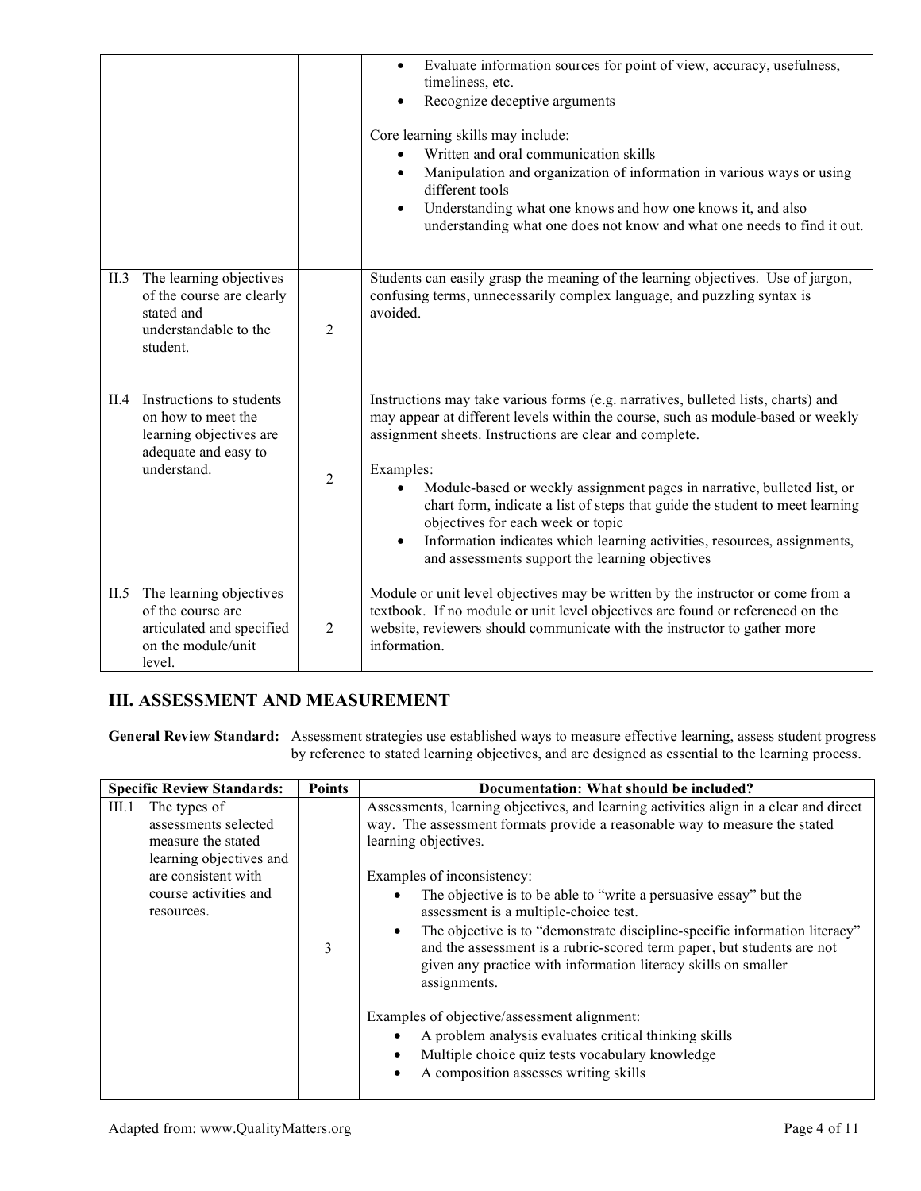| | | |
|---|---|---|
| | | • Evaluate information sources for point of view, accuracy, usefulness, timeliness, etc.<br>• Recognize deceptive arguments<br><br>Core learning skills may include:<br>• Written and oral communication skills<br>• Manipulation and organization of information in various ways or using different tools<br>• Understanding what one knows and how one knows it, and also understanding what one does not know and what one needs to find it out. |
| II.3 The learning objectives of the course are clearly stated and understandable to the student. | 2 | Students can easily grasp the meaning of the learning objectives. Use of jargon, confusing terms, unnecessarily complex language, and puzzling syntax is avoided. |
| II.4 Instructions to students on how to meet the learning objectives are adequate and easy to understand. | 2 | Instructions may take various forms (e.g. narratives, bulleted lists, charts) and may appear at different levels within the course, such as module-based or weekly assignment sheets. Instructions are clear and complete.<br><br>Examples:<br>• Module-based or weekly assignment pages in narrative, bulleted list, or chart form, indicate a list of steps that guide the student to meet learning objectives for each week or topic<br>• Information indicates which learning activities, resources, assignments, and assessments support the learning objectives |
| II.5 The learning objectives of the course are articulated and specified on the module/unit level. | 2 | Module or unit level objectives may be written by the instructor or come from a textbook. If no module or unit level objectives are found or referenced on the website, reviewers should communicate with the instructor to gather more information. |

## III. ASSESSMENT AND MEASUREMENT

**General Review Standard:** Assessment strategies use established ways to measure effective learning, assess student progress by reference to stated learning objectives, and are designed as essential to the learning process.

| Specific Review Standards: | Points | Documentation: What should be included? |
|---|---|---|
| III.1 The types of assessments selected measure the stated learning objectives and are consistent with course activities and resources. | 3 | Assessments, learning objectives, and learning activities align in a clear and direct way. The assessment formats provide a reasonable way to measure the stated learning objectives.<br><br>Examples of inconsistency:<br>• The objective is to be able to "write a persuasive essay" but the assessment is a multiple-choice test.<br>• The objective is to "demonstrate discipline-specific information literacy" and the assessment is a rubric-scored term paper, but students are not given any practice with information literacy skills on smaller assignments.<br><br>Examples of objective/assessment alignment:<br>• A problem analysis evaluates critical thinking skills<br>• Multiple choice quiz tests vocabulary knowledge<br>• A composition assesses writing skills |

Adapted from: www.QualityMatters.org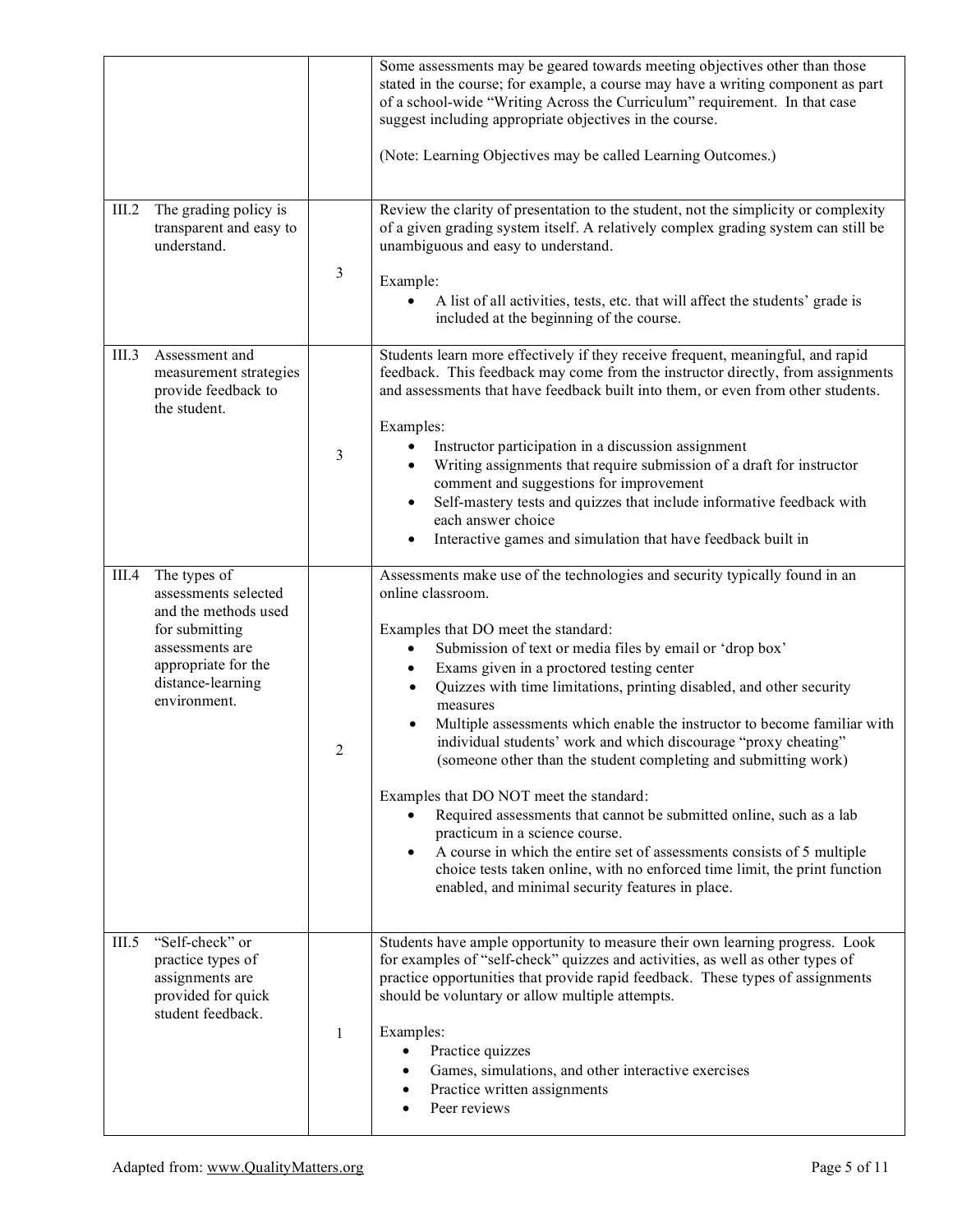| | | |
|---|---|---|
| | | Some assessments may be geared towards meeting objectives other than those stated in the course; for example, a course may have a writing component as part of a school-wide "Writing Across the Curriculum" requirement. In that case suggest including appropriate objectives in the course.<br><br>(Note: Learning Objectives may be called Learning Outcomes.) |
| III.2 The grading policy is transparent and easy to understand. | 3 | Review the clarity of presentation to the student, not the simplicity or complexity of a given grading system itself. A relatively complex grading system can still be unambiguous and easy to understand.<br><br>Example:<br>• A list of all activities, tests, etc. that will affect the students' grade is included at the beginning of the course. |
| III.3 Assessment and measurement strategies provide feedback to the student. | 3 | Students learn more effectively if they receive frequent, meaningful, and rapid feedback. This feedback may come from the instructor directly, from assignments and assessments that have feedback built into them, or even from other students.<br><br>Examples:<br>• Instructor participation in a discussion assignment<br>• Writing assignments that require submission of a draft for instructor comment and suggestions for improvement<br>• Self-mastery tests and quizzes that include informative feedback with each answer choice<br>• Interactive games and simulation that have feedback built in |
| III.4 The types of assessments selected and the methods used for submitting assessments are appropriate for the distance-learning environment. | 2 | Assessments make use of the technologies and security typically found in an online classroom.<br><br>Examples that DO meet the standard:<br>• Submission of text or media files by email or 'drop box'<br>• Exams given in a proctored testing center<br>• Quizzes with time limitations, printing disabled, and other security measures<br>• Multiple assessments which enable the instructor to become familiar with individual students' work and which discourage "proxy cheating" (someone other than the student completing and submitting work)<br><br>Examples that DO NOT meet the standard:<br>• Required assessments that cannot be submitted online, such as a lab practicum in a science course.<br>• A course in which the entire set of assessments consists of 5 multiple choice tests taken online, with no enforced time limit, the print function enabled, and minimal security features in place. |
| III.5 "Self-check" or practice types of assignments are provided for quick student feedback. | 1 | Students have ample opportunity to measure their own learning progress. Look for examples of "self-check" quizzes and activities, as well as other types of practice opportunities that provide rapid feedback. These types of assignments should be voluntary or allow multiple attempts.<br><br>Examples:<br>• Practice quizzes<br>• Games, simulations, and other interactive exercises<br>• Practice written assignments<br>• Peer reviews |

Adapted from: www.QualityMatters.org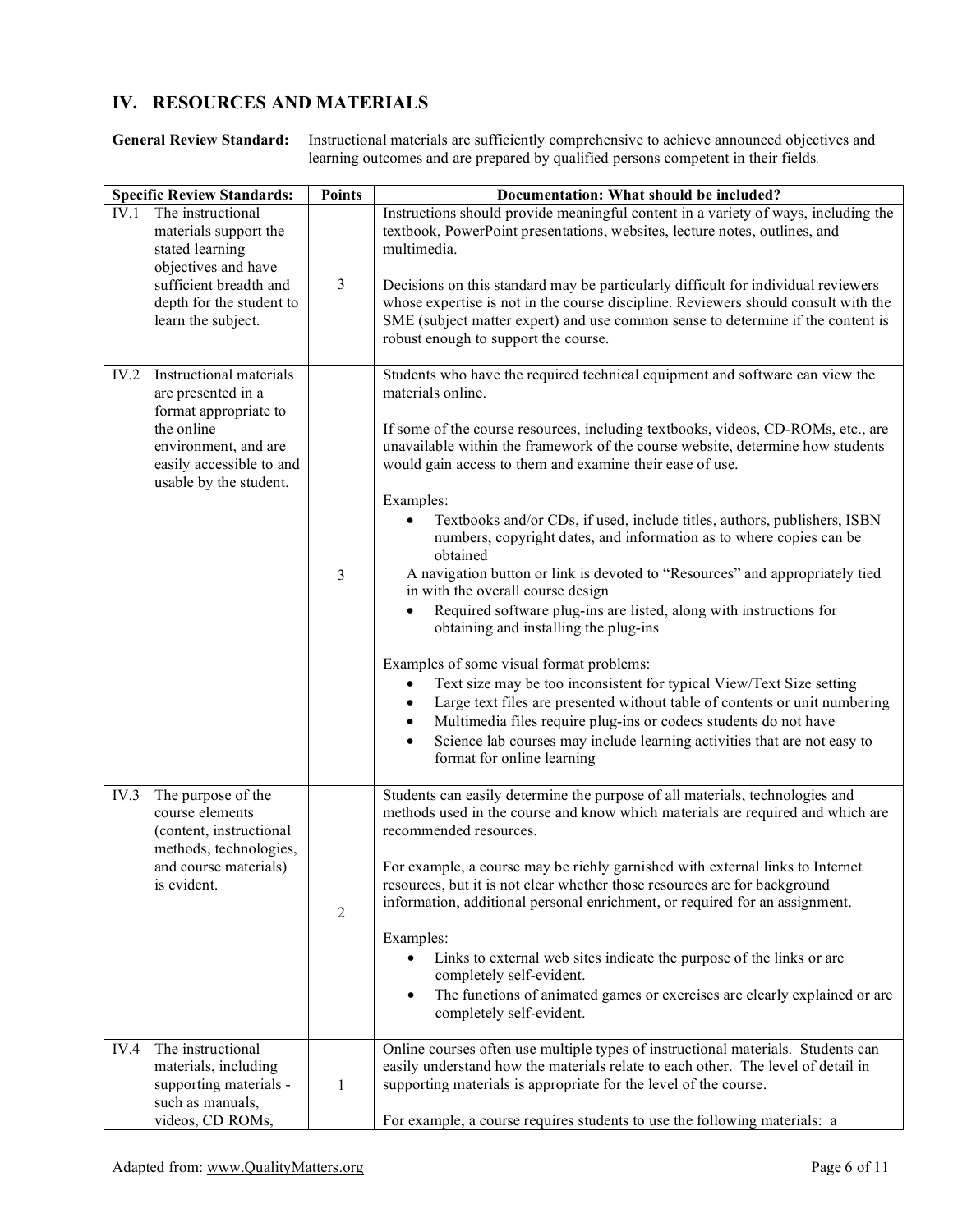## IV. RESOURCES AND MATERIALS

**General Review Standard:** Instructional materials are sufficiently comprehensive to achieve announced objectives and learning outcomes and are prepared by qualified persons competent in their fields.

| Specific Review Standards: | Points | Documentation: What should be included? |
|---|---|---|
| IV.1 The instructional materials support the stated learning objectives and have sufficient breadth and depth for the student to learn the subject. | 3 | Instructions should provide meaningful content in a variety of ways, including the textbook, PowerPoint presentations, websites, lecture notes, outlines, and multimedia.<br><br>Decisions on this standard may be particularly difficult for individual reviewers whose expertise is not in the course discipline. Reviewers should consult with the SME (subject matter expert) and use common sense to determine if the content is robust enough to support the course. |
| IV.2 Instructional materials are presented in a format appropriate to the online environment, and are easily accessible to and usable by the student. | 3 | Students who have the required technical equipment and software can view the materials online.<br><br>If some of the course resources, including textbooks, videos, CD-ROMs, etc., are unavailable within the framework of the course website, determine how students would gain access to them and examine their ease of use.<br><br>Examples:<br>• Textbooks and/or CDs, if used, include titles, authors, publishers, ISBN numbers, copyright dates, and information as to where copies can be obtained<br>A navigation button or link is devoted to "Resources" and appropriately tied in with the overall course design<br>• Required software plug-ins are listed, along with instructions for obtaining and installing the plug-ins<br><br>Examples of some visual format problems:<br>• Text size may be too inconsistent for typical View/Text Size setting<br>• Large text files are presented without table of contents or unit numbering<br>• Multimedia files require plug-ins or codecs students do not have<br>• Science lab courses may include learning activities that are not easy to format for online learning |
| IV.3 The purpose of the course elements (content, instructional methods, technologies, and course materials) is evident. | 2 | Students can easily determine the purpose of all materials, technologies and methods used in the course and know which materials are required and which are recommended resources.<br><br>For example, a course may be richly garnished with external links to Internet resources, but it is not clear whether those resources are for background information, additional personal enrichment, or required for an assignment.<br><br>Examples:<br>• Links to external web sites indicate the purpose of the links or are completely self-evident.<br>• The functions of animated games or exercises are clearly explained or are completely self-evident. |
| IV.4 The instructional materials, including supporting materials - such as manuals, videos, CD ROMs, | 1 | Online courses often use multiple types of instructional materials. Students can easily understand how the materials relate to each other. The level of detail in supporting materials is appropriate for the level of the course.<br><br>For example, a course requires students to use the following materials: a |

Adapted from: www.QualityMatters.org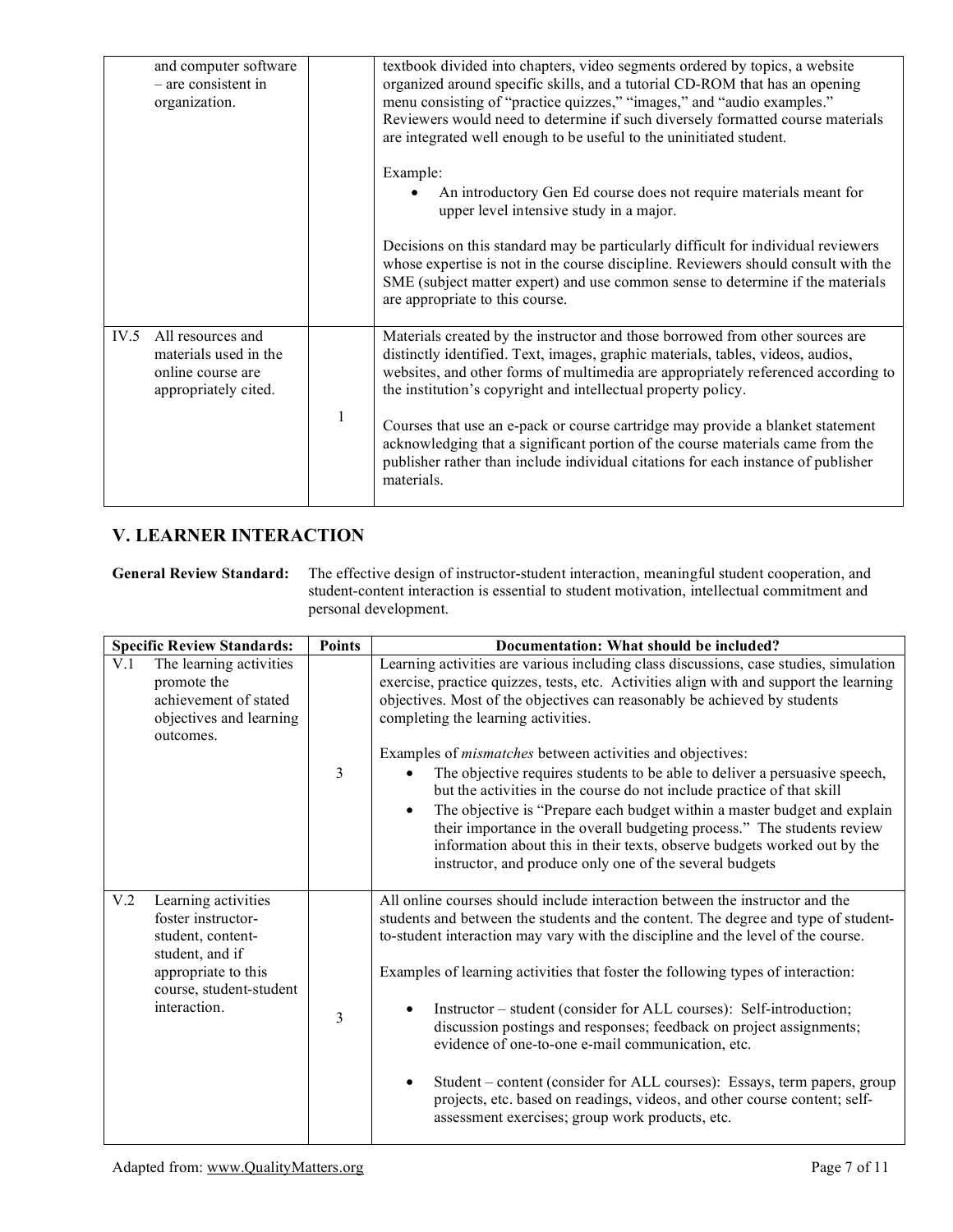| | | |
|---|---|---|
| and computer software – are consistent in organization. | | textbook divided into chapters, video segments ordered by topics, a website organized around specific skills, and a tutorial CD-ROM that has an opening menu consisting of "practice quizzes," "images," and "audio examples." Reviewers would need to determine if such diversely formatted course materials are integrated well enough to be useful to the uninitiated student.<br><br>Example:<br>• An introductory Gen Ed course does not require materials meant for upper level intensive study in a major.<br><br>Decisions on this standard may be particularly difficult for individual reviewers whose expertise is not in the course discipline. Reviewers should consult with the SME (subject matter expert) and use common sense to determine if the materials are appropriate to this course. |
| IV.5 All resources and materials used in the online course are appropriately cited. | 1 | Materials created by the instructor and those borrowed from other sources are distinctly identified. Text, images, graphic materials, tables, videos, audios, websites, and other forms of multimedia are appropriately referenced according to the institution's copyright and intellectual property policy.<br><br>Courses that use an e-pack or course cartridge may provide a blanket statement acknowledging that a significant portion of the course materials came from the publisher rather than include individual citations for each instance of publisher materials. |

## V. LEARNER INTERACTION

**General Review Standard:** The effective design of instructor-student interaction, meaningful student cooperation, and student-content interaction is essential to student motivation, intellectual commitment and personal development.

| Specific Review Standards: | Points | Documentation: What should be included? |
|---|---|---|
| V.1 The learning activities promote the achievement of stated objectives and learning outcomes. | 3 | Learning activities are various including class discussions, case studies, simulation exercise, practice quizzes, tests, etc. Activities align with and support the learning objectives. Most of the objectives can reasonably be achieved by students completing the learning activities.<br><br>Examples of *mismatches* between activities and objectives:<br>• The objective requires students to be able to deliver a persuasive speech, but the activities in the course do not include practice of that skill<br>• The objective is "Prepare each budget within a master budget and explain their importance in the overall budgeting process." The students review information about this in their texts, observe budgets worked out by the instructor, and produce only one of the several budgets |
| V.2 Learning activities foster instructor-student, content-student, and if appropriate to this course, student-student interaction. | 3 | All online courses should include interaction between the instructor and the students and between the students and the content. The degree and type of student-to-student interaction may vary with the discipline and the level of the course.<br><br>Examples of learning activities that foster the following types of interaction:<br><br>• Instructor – student (consider for ALL courses): Self-introduction; discussion postings and responses; feedback on project assignments; evidence of one-to-one e-mail communication, etc.<br><br>• Student – content (consider for ALL courses): Essays, term papers, group projects, etc. based on readings, videos, and other course content; self-assessment exercises; group work products, etc. |

Adapted from: www.QualityMatters.org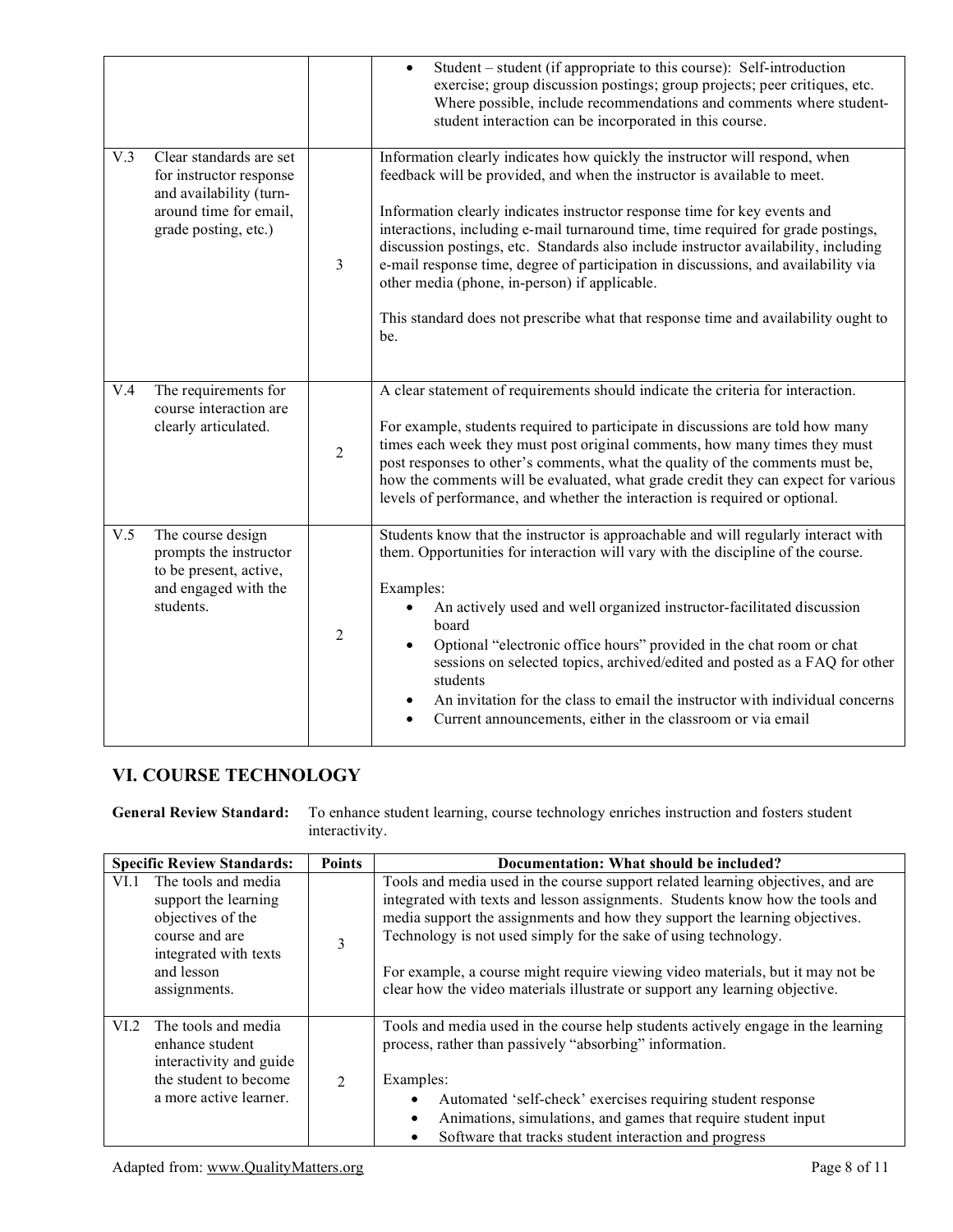| | | |
|---|---|---|
| | | • Student – student (if appropriate to this course): Self-introduction exercise; group discussion postings; group projects; peer critiques, etc. Where possible, include recommendations and comments where student-student interaction can be incorporated in this course. |
| V.3 Clear standards are set for instructor response and availability (turn-around time for email, grade posting, etc.) | 3 | Information clearly indicates how quickly the instructor will respond, when feedback will be provided, and when the instructor is available to meet.<br><br>Information clearly indicates instructor response time for key events and interactions, including e-mail turnaround time, time required for grade postings, discussion postings, etc. Standards also include instructor availability, including e-mail response time, degree of participation in discussions, and availability via other media (phone, in-person) if applicable.<br><br>This standard does not prescribe what that response time and availability ought to be. |
| V.4 The requirements for course interaction are clearly articulated. | 2 | A clear statement of requirements should indicate the criteria for interaction.<br><br>For example, students required to participate in discussions are told how many times each week they must post original comments, how many times they must post responses to other's comments, what the quality of the comments must be, how the comments will be evaluated, what grade credit they can expect for various levels of performance, and whether the interaction is required or optional. |
| V.5 The course design prompts the instructor to be present, active, and engaged with the students. | 2 | Students know that the instructor is approachable and will regularly interact with them. Opportunities for interaction will vary with the discipline of the course.<br><br>Examples:<br>• An actively used and well organized instructor-facilitated discussion board<br>• Optional "electronic office hours" provided in the chat room or chat sessions on selected topics, archived/edited and posted as a FAQ for other students<br>• An invitation for the class to email the instructor with individual concerns<br>• Current announcements, either in the classroom or via email |

## VI. COURSE TECHNOLOGY

**General Review Standard:** To enhance student learning, course technology enriches instruction and fosters student interactivity.

| Specific Review Standards: | Points | Documentation: What should be included? |
|---|---|---|
| VI.1 The tools and media support the learning objectives of the course and are integrated with texts and lesson assignments. | 3 | Tools and media used in the course support related learning objectives, and are integrated with texts and lesson assignments. Students know how the tools and media support the assignments and how they support the learning objectives. Technology is not used simply for the sake of using technology.<br><br>For example, a course might require viewing video materials, but it may not be clear how the video materials illustrate or support any learning objective. |
| VI.2 The tools and media enhance student interactivity and guide the student to become a more active learner. | 2 | Tools and media used in the course help students actively engage in the learning process, rather than passively "absorbing" information.<br><br>Examples:<br>• Automated 'self-check' exercises requiring student response<br>• Animations, simulations, and games that require student input<br>• Software that tracks student interaction and progress |

Adapted from: www.QualityMatters.org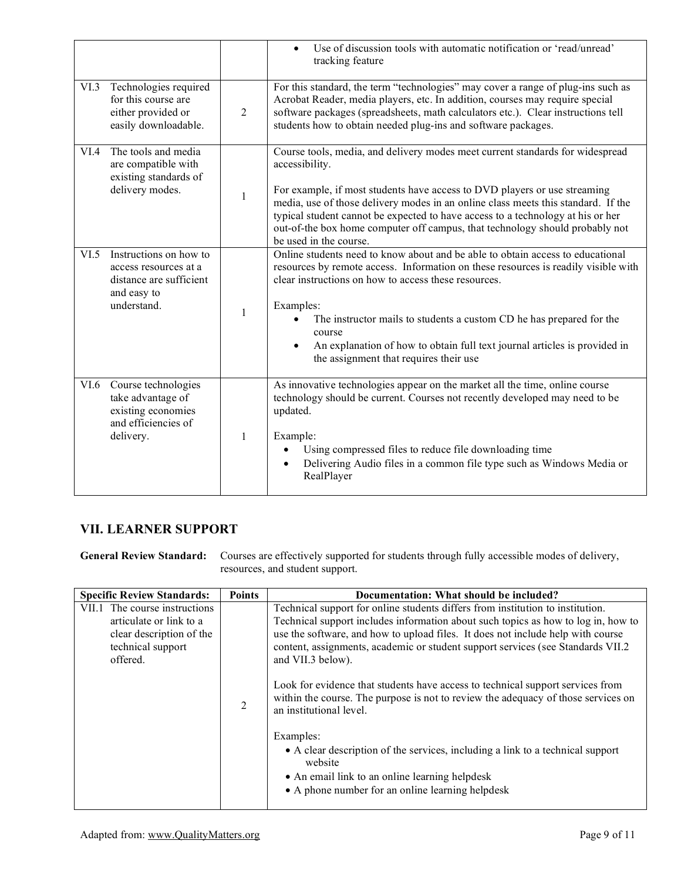| | | |
|---|---|---|
| | | • Use of discussion tools with automatic notification or 'read/unread' tracking feature |
| VI.3 Technologies required for this course are either provided or easily downloadable. | 2 | For this standard, the term "technologies" may cover a range of plug-ins such as Acrobat Reader, media players, etc. In addition, courses may require special software packages (spreadsheets, math calculators etc.). Clear instructions tell students how to obtain needed plug-ins and software packages. |
| VI.4 The tools and media are compatible with existing standards of delivery modes. | 1 | Course tools, media, and delivery modes meet current standards for widespread accessibility.<br><br>For example, if most students have access to DVD players or use streaming media, use of those delivery modes in an online class meets this standard. If the typical student cannot be expected to have access to a technology at his or her out-of-the box home computer off campus, that technology should probably not be used in the course. |
| VI.5 Instructions on how to access resources at a distance are sufficient and easy to understand. | 1 | Online students need to know about and be able to obtain access to educational resources by remote access. Information on these resources is readily visible with clear instructions on how to access these resources.<br><br>Examples:<br>• The instructor mails to students a custom CD he has prepared for the course<br>• An explanation of how to obtain full text journal articles is provided in the assignment that requires their use |
| VI.6 Course technologies take advantage of existing economies and efficiencies of delivery. | 1 | As innovative technologies appear on the market all the time, online course technology should be current. Courses not recently developed may need to be updated.<br><br>Example:<br>• Using compressed files to reduce file downloading time<br>• Delivering Audio files in a common file type such as Windows Media or RealPlayer |

## VII. LEARNER SUPPORT

**General Review Standard:** Courses are effectively supported for students through fully accessible modes of delivery, resources, and student support.

| Specific Review Standards: | Points | Documentation: What should be included? |
|---|---|---|
| VII.1 The course instructions articulate or link to a clear description of the technical support offered. | 2 | Technical support for online students differs from institution to institution. Technical support includes information about such topics as how to log in, how to use the software, and how to upload files. It does not include help with course content, assignments, academic or student support services (see Standards VII.2 and VII.3 below).<br><br>Look for evidence that students have access to technical support services from within the course. The purpose is not to review the adequacy of those services on an institutional level.<br><br>Examples:<br>• A clear description of the services, including a link to a technical support website<br>• An email link to an online learning helpdesk<br>• A phone number for an online learning helpdesk |

Adapted from: www.QualityMatters.org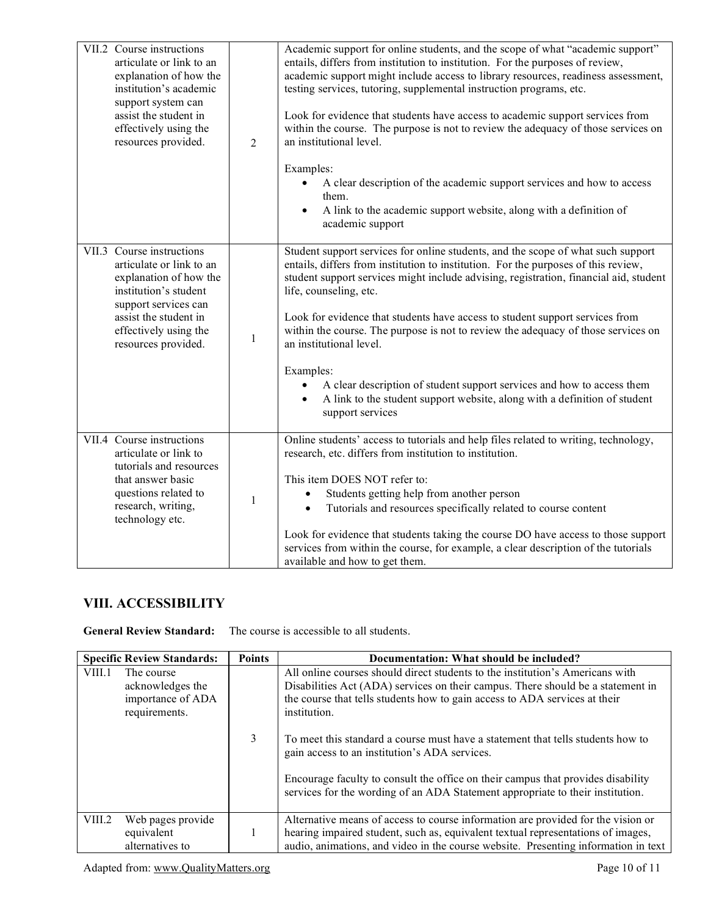| | | |
|---|---|---|
| VII.2 Course instructions articulate or link to an explanation of how the institution's academic support system can assist the student in effectively using the resources provided. | 2 | Academic support for online students, and the scope of what "academic support" entails, differs from institution to institution. For the purposes of review, academic support might include access to library resources, readiness assessment, testing services, tutoring, supplemental instruction programs, etc.<br><br>Look for evidence that students have access to academic support services from within the course. The purpose is not to review the adequacy of those services on an institutional level.<br><br>Examples:<br>• A clear description of the academic support services and how to access them.<br>• A link to the academic support website, along with a definition of academic support |
| VII.3 Course instructions articulate or link to an explanation of how the institution's student support services can assist the student in effectively using the resources provided. | 1 | Student support services for online students, and the scope of what such support entails, differs from institution to institution. For the purposes of this review, student support services might include advising, registration, financial aid, student life, counseling, etc.<br><br>Look for evidence that students have access to student support services from within the course. The purpose is not to review the adequacy of those services on an institutional level.<br><br>Examples:<br>• A clear description of student support services and how to access them<br>• A link to the student support website, along with a definition of student support services |
| VII.4 Course instructions articulate or link to tutorials and resources that answer basic questions related to research, writing, technology etc. | 1 | Online students' access to tutorials and help files related to writing, technology, research, etc. differs from institution to institution.<br><br>This item DOES NOT refer to:<br>• Students getting help from another person<br>• Tutorials and resources specifically related to course content<br><br>Look for evidence that students taking the course DO have access to those support services from within the course, for example, a clear description of the tutorials available and how to get them. |

## VIII. ACCESSIBILITY

**General Review Standard:** The course is accessible to all students.

| Specific Review Standards: | Points | Documentation: What should be included? |
|---|---|---|
| VIII.1 The course acknowledges the importance of ADA requirements. | 3 | All online courses should direct students to the institution's Americans with Disabilities Act (ADA) services on their campus. There should be a statement in the course that tells students how to gain access to ADA services at their institution.<br><br>To meet this standard a course must have a statement that tells students how to gain access to an institution's ADA services.<br><br>Encourage faculty to consult the office on their campus that provides disability services for the wording of an ADA Statement appropriate to their institution. |
| VIII.2 Web pages provide equivalent alternatives to | 1 | Alternative means of access to course information are provided for the vision or hearing impaired student, such as, equivalent textual representations of images, audio, animations, and video in the course website. Presenting information in text |

Adapted from: www.QualityMatters.org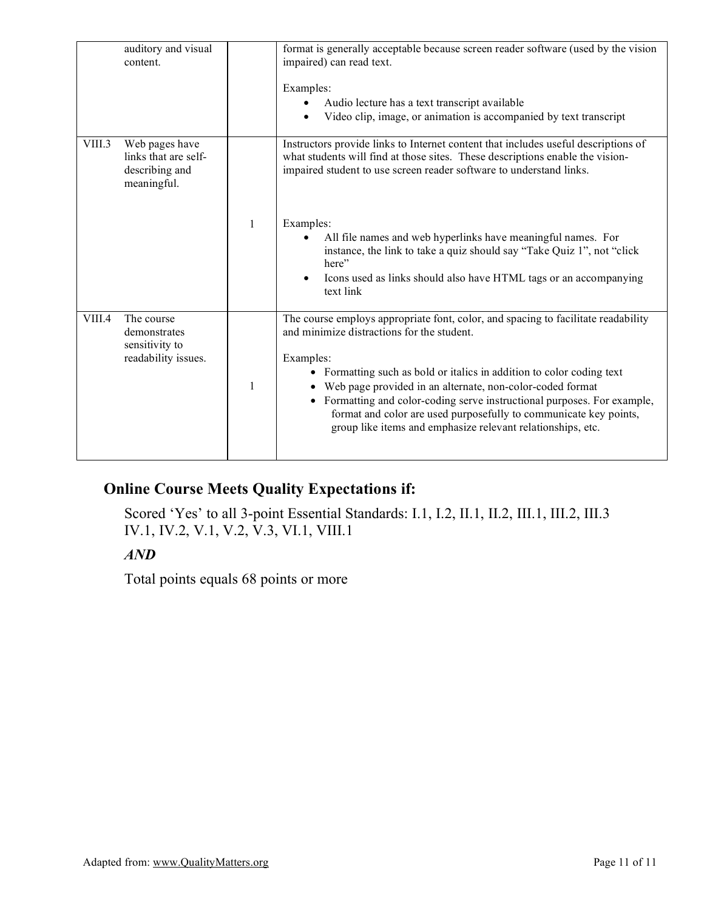| | | | |
|---|---|---|---|
| | auditory and visual content. | | format is generally acceptable because screen reader software (used by the vision impaired) can read text.<br><br>Examples:<br>• Audio lecture has a text transcript available<br>• Video clip, image, or animation is accompanied by text transcript |
| VIII.3 | Web pages have links that are self-describing and meaningful. | 1 | Instructors provide links to Internet content that includes useful descriptions of what students will find at those sites. These descriptions enable the vision-impaired student to use screen reader software to understand links.<br><br>Examples:<br>• All file names and web hyperlinks have meaningful names. For instance, the link to take a quiz should say "Take Quiz 1", not "click here"<br>• Icons used as links should also have HTML tags or an accompanying text link |
| VIII.4 | The course demonstrates sensitivity to readability issues. | 1 | The course employs appropriate font, color, and spacing to facilitate readability and minimize distractions for the student.<br><br>Examples:<br>• Formatting such as bold or italics in addition to color coding text<br>• Web page provided in an alternate, non-color-coded format<br>• Formatting and color-coding serve instructional purposes. For example, format and color are used purposefully to communicate key points, group like items and emphasize relevant relationships, etc. |

## Online Course Meets Quality Expectations if:

Scored 'Yes' to all 3-point Essential Standards: I.1, I.2, II.1, II.2, III.1, III.2, III.3 IV.1, IV.2, V.1, V.2, V.3, VI.1, VIII.1

***AND***

Total points equals 68 points or more

Adapted from: www.QualityMatters.org